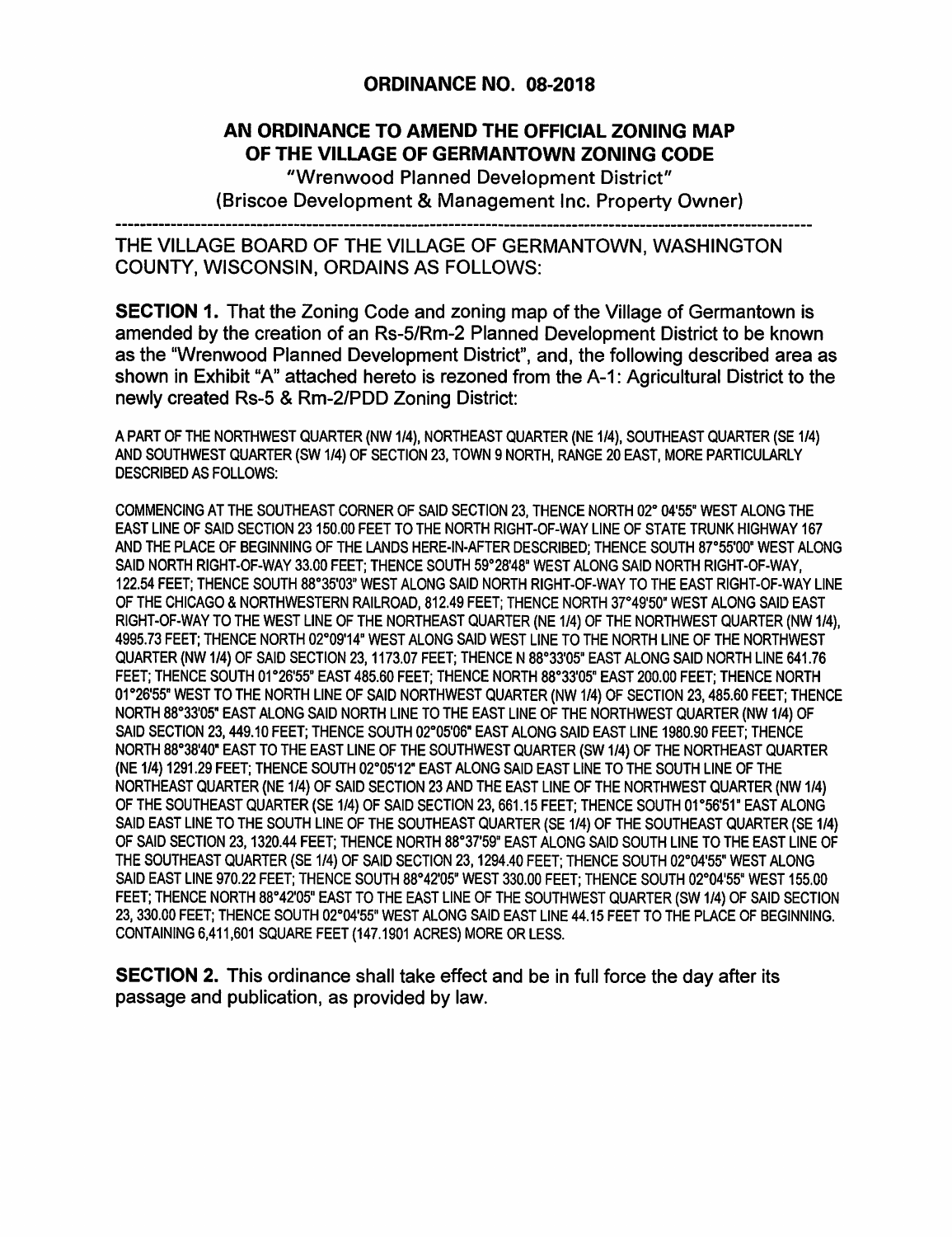# ORDINANCE NO. 08-2018

## AN ORDINANCE TO AMEND THE OFFICIAL ZONING MAP OF THE VILLAGE OF GERMANTOWN ZONING CODE

"Wrenwood Planned Development District"
(Briscoe Development & Management Inc. Property Owner)

---

THE VILLAGE BOARD OF THE VILLAGE OF GERMANTOWN, WASHINGTON COUNTY, WISCONSIN, ORDAINS AS FOLLOWS:

**SECTION 1.** That the Zoning Code and zoning map of the Village of Germantown is amended by the creation of an Rs-5/Rm-2 Planned Development District to be known as the "Wrenwood Planned Development District", and, the following described area as shown in Exhibit "A" attached hereto is rezoned from the A-1: Agricultural District to the newly created Rs-5 & Rm-2/PDD Zoning District:

A PART OF THE NORTHWEST QUARTER (NW 1/4), NORTHEAST QUARTER (NE 1/4), SOUTHEAST QUARTER (SE 1/4) AND SOUTHWEST QUARTER (SW 1/4) OF SECTION 23, TOWN 9 NORTH, RANGE 20 EAST, MORE PARTICULARLY DESCRIBED AS FOLLOWS:

COMMENCING AT THE SOUTHEAST CORNER OF SAID SECTION 23, THENCE NORTH 02° 04'55" WEST ALONG THE EAST LINE OF SAID SECTION 23 150.00 FEET TO THE NORTH RIGHT-OF-WAY LINE OF STATE TRUNK HIGHWAY 167 AND THE PLACE OF BEGINNING OF THE LANDS HERE-IN-AFTER DESCRIBED; THENCE SOUTH 87°55'00" WEST ALONG SAID NORTH RIGHT-OF-WAY 33.00 FEET; THENCE SOUTH 59°28'48" WEST ALONG SAID NORTH RIGHT-OF-WAY, 122.54 FEET; THENCE SOUTH 88°35'03" WEST ALONG SAID NORTH RIGHT-OF-WAY TO THE EAST RIGHT-OF-WAY LINE OF THE CHICAGO & NORTHWESTERN RAILROAD, 812.49 FEET; THENCE NORTH 37°49'50" WEST ALONG SAID EAST RIGHT-OF-WAY TO THE WEST LINE OF THE NORTHEAST QUARTER (NE 1/4) OF THE NORTHWEST QUARTER (NW 1/4), 4995.73 FEET; THENCE NORTH 02°09'14" WEST ALONG SAID WEST LINE TO THE NORTH LINE OF THE NORTHWEST QUARTER (NW 1/4) OF SAID SECTION 23, 1173.07 FEET; THENCE N 88°33'05" EAST ALONG SAID NORTH LINE 641.76 FEET; THENCE SOUTH 01°26'55" EAST 485.60 FEET; THENCE NORTH 88°33'05" EAST 200.00 FEET; THENCE NORTH 01°26'55" WEST TO THE NORTH LINE OF SAID NORTHWEST QUARTER (NW 1/4) OF SECTION 23, 485.60 FEET; THENCE NORTH 88°33'05" EAST ALONG SAID NORTH LINE TO THE EAST LINE OF THE NORTHWEST QUARTER (NW 1/4) OF SAID SECTION 23, 449.10 FEET; THENCE SOUTH 02°05'06" EAST ALONG SAID EAST LINE 1980.90 FEET; THENCE NORTH 88°38'40" EAST TO THE EAST LINE OF THE SOUTHWEST QUARTER (SW 1/4) OF THE NORTHEAST QUARTER (NE 1/4) 1291.29 FEET; THENCE SOUTH 02°05'12" EAST ALONG SAID EAST LINE TO THE SOUTH LINE OF THE NORTHEAST QUARTER (NE 1/4) OF SAID SECTION 23 AND THE EAST LINE OF THE NORTHWEST QUARTER (NW 1/4) OF THE SOUTHEAST QUARTER (SE 1/4) OF SAID SECTION 23, 661.15 FEET; THENCE SOUTH 01°56'51" EAST ALONG SAID EAST LINE TO THE SOUTH LINE OF THE SOUTHEAST QUARTER (SE 1/4) OF THE SOUTHEAST QUARTER (SE 1/4) OF SAID SECTION 23, 1320.44 FEET; THENCE NORTH 88°37'59" EAST ALONG SAID SOUTH LINE TO THE EAST LINE OF THE SOUTHEAST QUARTER (SE 1/4) OF SAID SECTION 23, 1294.40 FEET; THENCE SOUTH 02°04'55" WEST ALONG SAID EAST LINE 970.22 FEET; THENCE SOUTH 88°42'05" WEST 330.00 FEET; THENCE SOUTH 02°04'55" WEST 155.00 FEET; THENCE NORTH 88°42'05" EAST TO THE EAST LINE OF THE SOUTHWEST QUARTER (SW 1/4) OF SAID SECTION 23, 330.00 FEET; THENCE SOUTH 02°04'55" WEST ALONG SAID EAST LINE 44.15 FEET TO THE PLACE OF BEGINNING. CONTAINING 6,411,601 SQUARE FEET (147.1901 ACRES) MORE OR LESS.

**SECTION 2.** This ordinance shall take effect and be in full force the day after its passage and publication, as provided by law.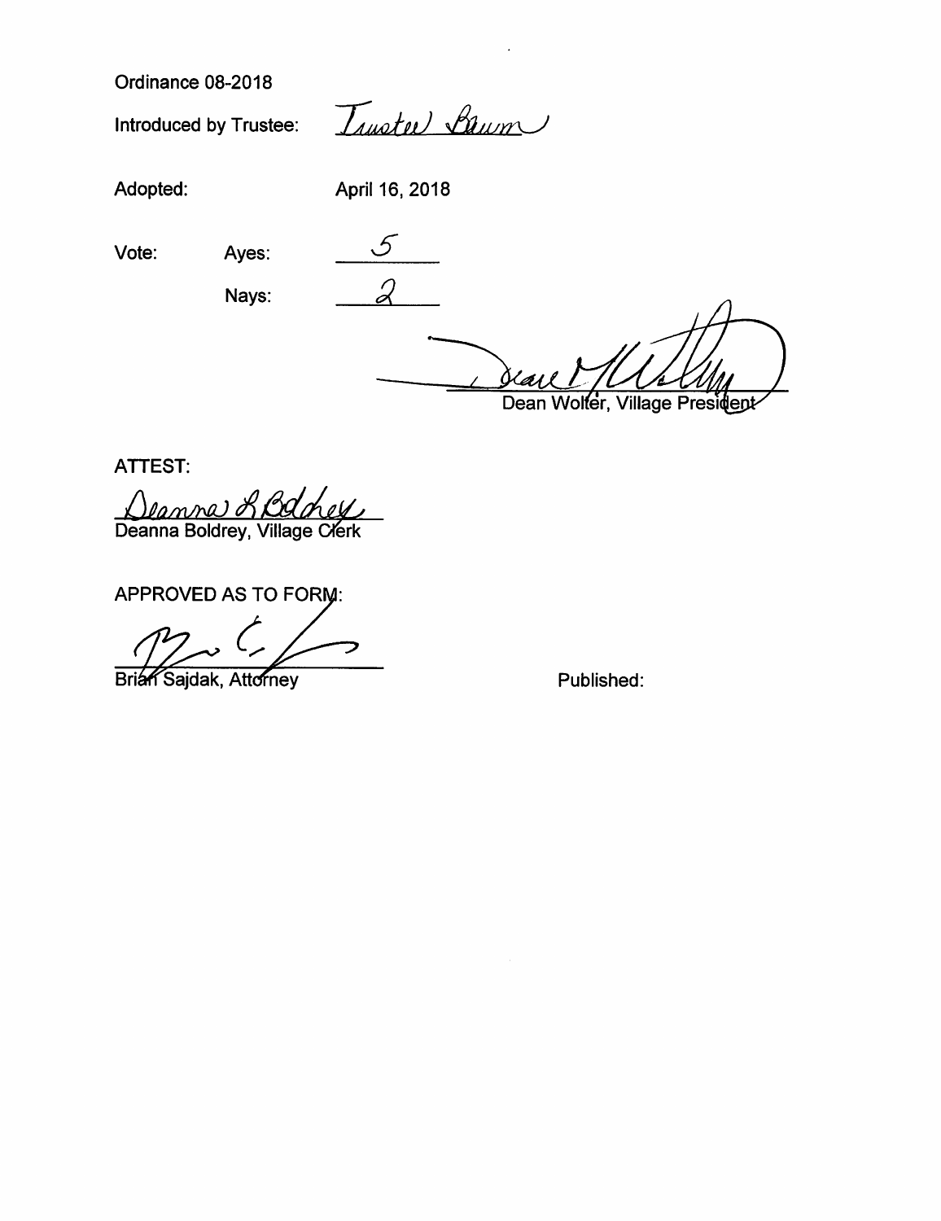Ordinance 08-2018

Introduced by Trustee: Trustee Baum

Adopted: April 16, 2018

Vote: Ayes: 5

Nays: 2

Dean Wolter, Village President

ATTEST:

Deanna L Boldrey

Deanna Boldrey, Village Clerk

APPROVED AS TO FORM:

Brian Sajdak, Attorney

Published: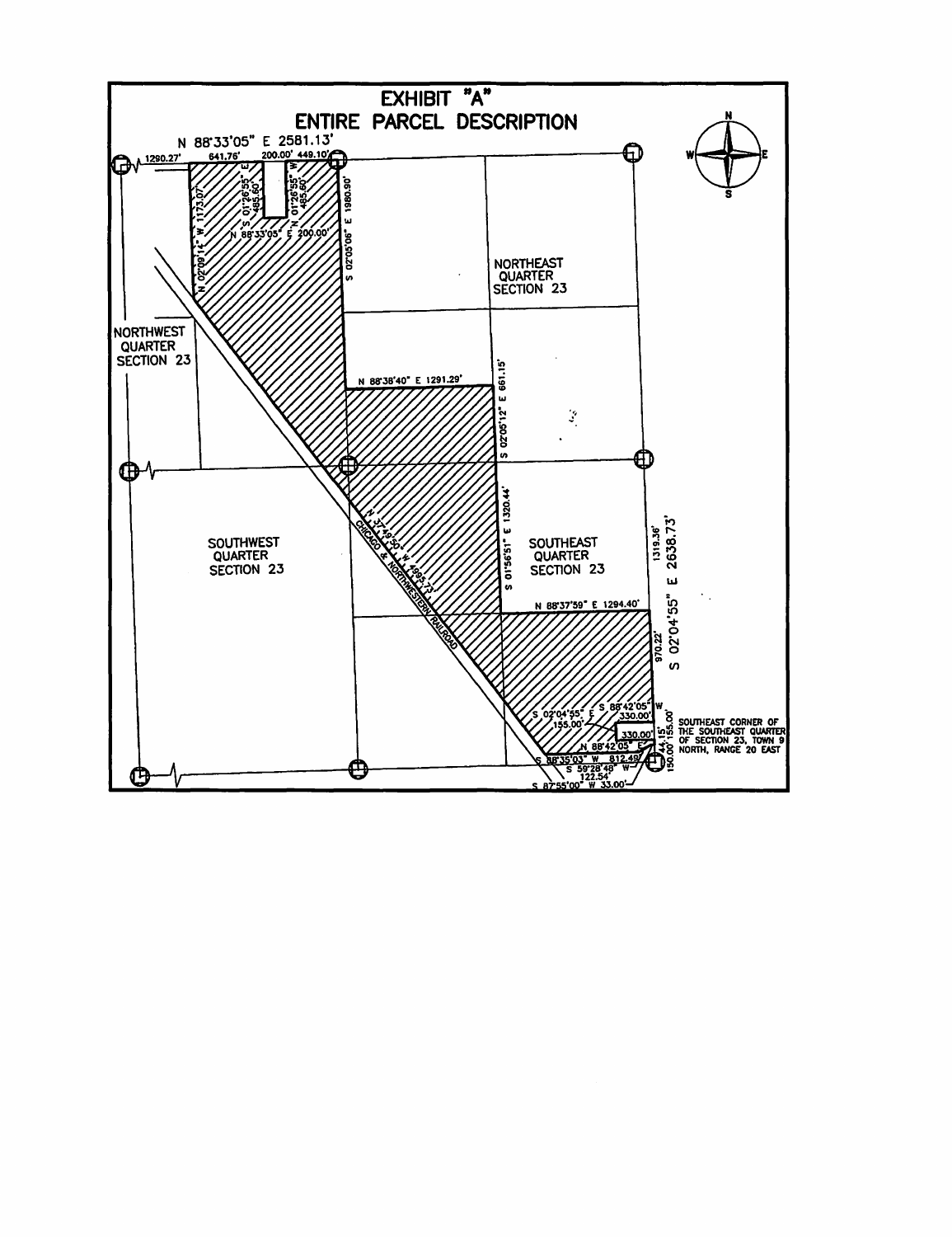# EXHIBIT "A"

## ENTIRE PARCEL DESCRIPTION

N 88°33'05" E 2581.13'

1290.27'

641.76'

200.00'

449.10'

S 01°26'55" E 485.60'

N 01°26'55" W 485.60'

N 88°33'05" E 200.00'

N 02°09'14" W 1173.07'

S 02°05'06" E 1980.90'

NORTHEAST QUARTER SECTION 23

NORTHWEST QUARTER SECTION 23

N 88°38'40" E 1291.29'

S 02°05'12" E 661.15'

SOUTHWEST QUARTER SECTION 23

N 37°49'50" W 4995.73'

CHICAGO & NORTHWESTERN RAILROAD

S 01°56'51" E 1320.44'

SOUTHEAST QUARTER SECTION 23

1319.36'

S 02°04'55" E 2638.73'

N 88°37'59" E 1294.40'

970.22'

S 02°04'55" E 155.00'

S 88°42'05" W 330.00'

330.00'

N 88°42'05" E

155.00'

44.15'

150.00'

SOUTHEAST CORNER OF THE SOUTHEAST QUARTER OF SECTION 23, TOWN 9 NORTH, RANGE 20 EAST

S 88°35'03" W 812.49'

S 59°28'48" W 122.54'

S 87°55'00" W 33.00'